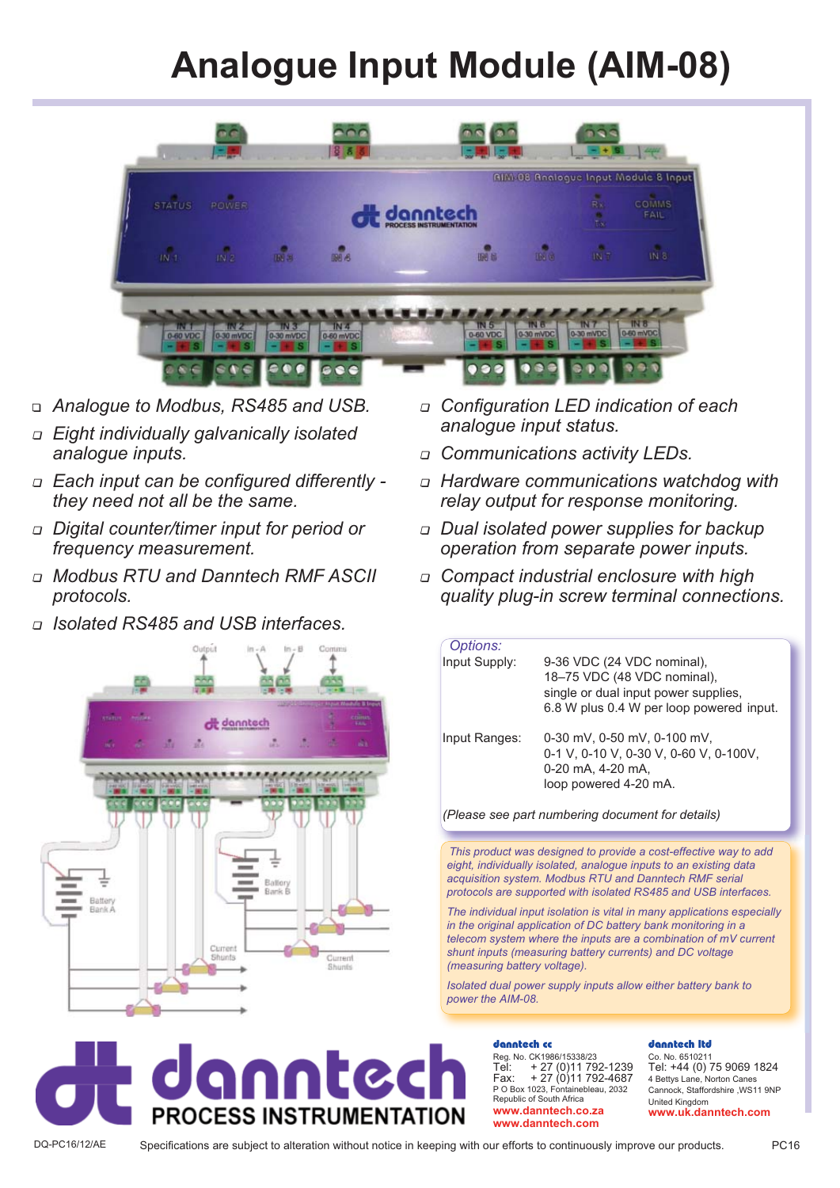# Analogue Input Module (AIM-08)

- *Analogue to Modbus, RS485 and USB.*
- *Eight individually galvanically isolated analogue inputs.*
- *Each input can be configured differently - they need not all be the same.*
- *Digital counter/timer input for period or frequency measurement.*
- *Modbus RTU and Danntech RMF ASCII protocols.*
- *Isolated RS485 and USB interfaces.*
- *Configuration LED indication of each analogue input status.*
- *Communications activity LEDs.*
- *Hardware communications watchdog with relay output for response monitoring.*
- *Dual isolated power supplies for backup operation from separate power inputs.*
- *Compact industrial enclosure with high quality plug-in screw terminal connections.*

*Options:*

| | |
|---|---|
| Input Supply: | 9-36 VDC (24 VDC nominal), 18–75 VDC (48 VDC nominal), single or dual input power supplies, 6.8 W plus 0.4 W per loop powered input. |
| Input Ranges: | 0-30 mV, 0-50 mV, 0-100 mV, 0-1 V, 0-10 V, 0-30 V, 0-60 V, 0-100V, 0-20 mA, 4-20 mA, loop powered 4-20 mA. |

*(Please see part numbering document for details)*

*This product was designed to provide a cost-effective way to add eight, individually isolated, analogue inputs to an existing data acquisition system. Modbus RTU and Danntech RMF serial protocols are supported with isolated RS485 and USB interfaces.*

*The individual input isolation is vital in many applications especially in the original application of DC battery bank monitoring in a telecom system where the inputs are a combination of mV current shunt inputs (measuring battery currents) and DC voltage (measuring battery voltage).*

*Isolated dual power supply inputs allow either battery bank to power the AIM-08.*

**danntech PROCESS INSTRUMENTATION**

**danntech cc**
Reg. No. CK1986/15338/23
Tel: + 27 (0)11 792-1239
Fax: + 27 (0)11 792-4687
P O Box 1023, Fontainebleau, 2032
Republic of South Africa
www.danntech.co.za
www.danntech.com

**danntech ltd**
Co. No. 6510211
Tel: +44 (0) 75 9069 1824
4 Bettys Lane, Norton Canes
Cannock, Staffordshire ,WS11 9NP
United Kingdom
www.uk.danntech.com

DQ-PC16/12/AE Specifications are subject to alteration without notice in keeping with our efforts to continuously improve our products. PC16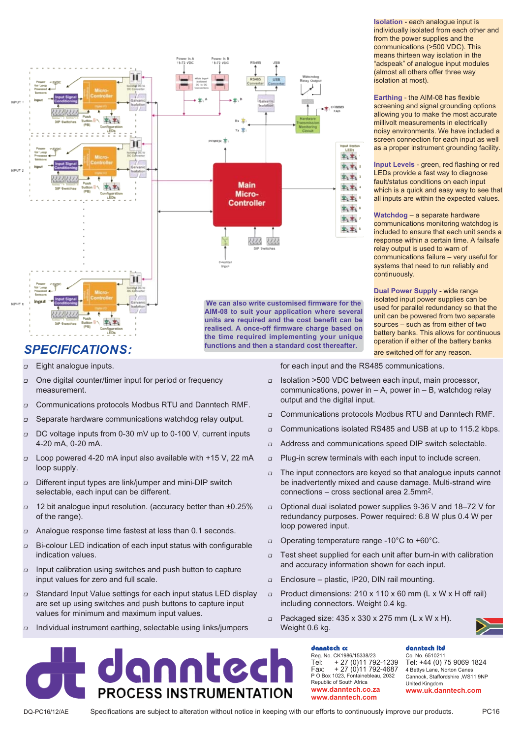**Isolation** - each analogue input is individually isolated from each other and from the power supplies and the communications (>500 VDC). This means thirteen way isolation in the "adspeak" of analogue input modules (almost all others offer three way isolation at most).

**Earthing** - the AIM-08 has flexible screening and signal grounding options allowing you to make the most accurate millivolt measurements in electrically noisy environments. We have included a screen connection for each input as well as a proper instrument grounding facility.

**Input Levels** - green, red flashing or red LEDs provide a fast way to diagnose fault/status conditions on each input which is a quick and easy way to see that all inputs are within the expected values.

**Watchdog** – a separate hardware communications monitoring watchdog is included to ensure that each unit sends a response within a certain time. A failsafe relay output is used to warn of communications failure – very useful for systems that need to run reliably and continuously.

**Dual Power Supply** - wide range isolated input power supplies can be used for parallel redundancy so that the unit can be powered from two separate sources – such as from either of two battery banks. This allows for continuous operation if either of the battery banks are switched off for any reason.

**We can also write customised firmware for the AIM-08 to suit your application where several units are required and the cost benefit can be realised. A once-off firmware charge based on the time required implementing your unique functions and then a standard cost thereafter.**

## SPECIFICATIONS:

- Eight analogue inputs.
- One digital counter/timer input for period or frequency measurement.
- Communications protocols Modbus RTU and Danntech RMF.
- Separate hardware communications watchdog relay output.
- DC voltage inputs from 0-30 mV up to 0-100 V, current inputs 4-20 mA, 0-20 mA.
- Loop powered 4-20 mA input also available with +15 V, 22 mA loop supply.
- Different input types are link/jumper and mini-DIP switch selectable, each input can be different.
- 12 bit analogue input resolution. (accuracy better than ±0.25% of the range).
- Analogue response time fastest at less than 0.1 seconds.
- Bi-colour LED indication of each input status with configurable indication values.
- Input calibration using switches and push button to capture input values for zero and full scale.
- Standard Input Value settings for each input status LED display are set up using switches and push buttons to capture input values for minimum and maximum input values.
- Individual instrument earthing, selectable using links/jumpers for each input and the RS485 communications.
- Isolation >500 VDC between each input, main processor, communications, power in – A, power in – B, watchdog relay output and the digital input.
- Communications protocols Modbus RTU and Danntech RMF.
- Communications isolated RS485 and USB at up to 115.2 kbps.
- Address and communications speed DIP switch selectable.
- Plug-in screw terminals with each input to include screen.
- The input connectors are keyed so that analogue inputs cannot be inadvertently mixed and cause damage. Multi-strand wire connections – cross sectional area 2.5mm$^2$.
- Optional dual isolated power supplies 9-36 V and 18–72 V for redundancy purposes. Power required: 6.8 W plus 0.4 W per loop powered input.
- Operating temperature range -10°C to +60°C.
- Test sheet supplied for each unit after burn-in with calibration and accuracy information shown for each input.
- Enclosure – plastic, IP20, DIN rail mounting.
- Product dimensions: 210 x 110 x 60 mm (L x W x H off rail) including connectors. Weight 0.4 kg.
- Packaged size: 435 x 330 x 275 mm (L x W x H). Weight 0.6 kg.

**danntech** PROCESS INSTRUMENTATION

**danntech cc**
Reg. No. CK1986/15338/23
Tel: + 27 (0)11 792-1239
Fax: + 27 (0)11 792-4687
P O Box 1023, Fontainebleau, 2032
Republic of South Africa
www.danntech.co.za
www.danntech.com

**danntech ltd**
Co. No. 6510211
Tel: +44 (0) 75 9069 1824
4 Bettys Lane, Norton Canes
Cannock, Staffordshire ,WS11 9NP
United Kingdom
www.uk.danntech.com

DQ-PC16/12/AE Specifications are subject to alteration without notice in keeping with our efforts to continuously improve our products. PC16